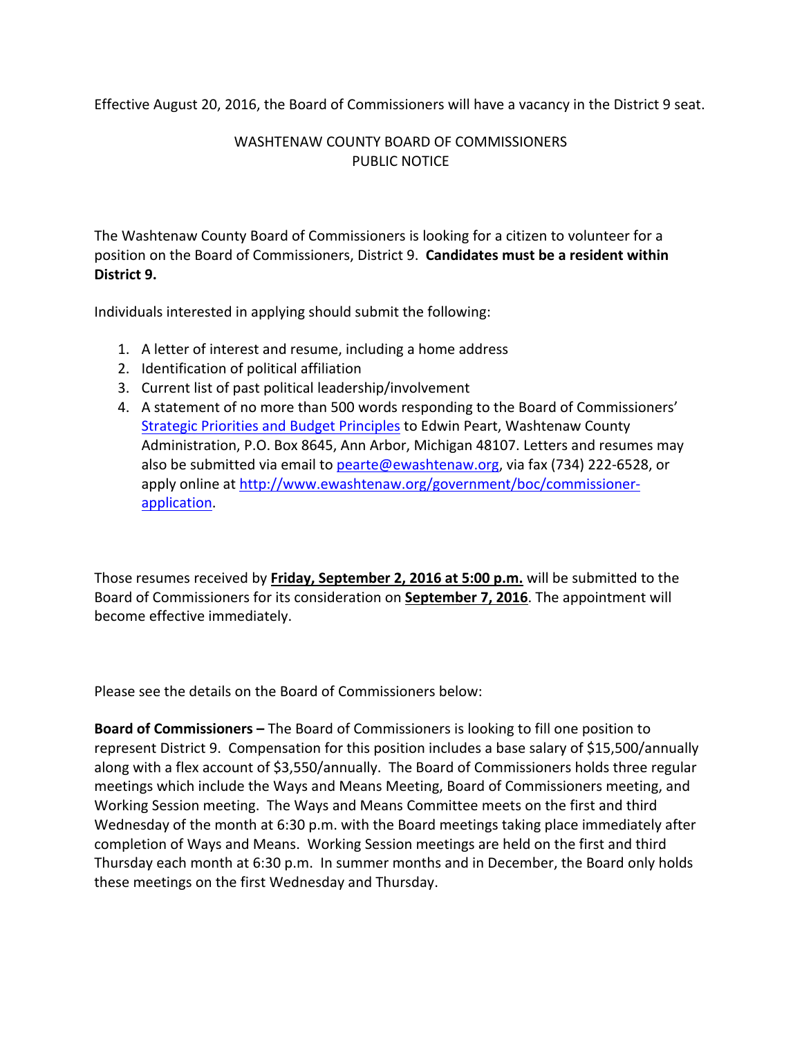Effective August 20, 2016, the Board of Commissioners will have a vacancy in the District 9 seat.

WASHTENAW COUNTY BOARD OF COMMISSIONERS
PUBLIC NOTICE

The Washtenaw County Board of Commissioners is looking for a citizen to volunteer for a position on the Board of Commissioners, District 9. **Candidates must be a resident within District 9.**

Individuals interested in applying should submit the following:

1. A letter of interest and resume, including a home address
2. Identification of political affiliation
3. Current list of past political leadership/involvement
4. A statement of no more than 500 words responding to the Board of Commissioners' [Strategic Priorities and Budget Principles]() to Edwin Peart, Washtenaw County Administration, P.O. Box 8645, Ann Arbor, Michigan 48107. Letters and resumes may also be submitted via email to pearte@ewashtenaw.org, via fax (734) 222-6528, or apply online at http://www.ewashtenaw.org/government/boc/commissioner-application.

Those resumes received by **Friday, September 2, 2016 at 5:00 p.m.** will be submitted to the Board of Commissioners for its consideration on **September 7, 2016**. The appointment will become effective immediately.

Please see the details on the Board of Commissioners below:

**Board of Commissioners –** The Board of Commissioners is looking to fill one position to represent District 9. Compensation for this position includes a base salary of $15,500/annually along with a flex account of $3,550/annually. The Board of Commissioners holds three regular meetings which include the Ways and Means Meeting, Board of Commissioners meeting, and Working Session meeting. The Ways and Means Committee meets on the first and third Wednesday of the month at 6:30 p.m. with the Board meetings taking place immediately after completion of Ways and Means. Working Session meetings are held on the first and third Thursday each month at 6:30 p.m. In summer months and in December, the Board only holds these meetings on the first Wednesday and Thursday.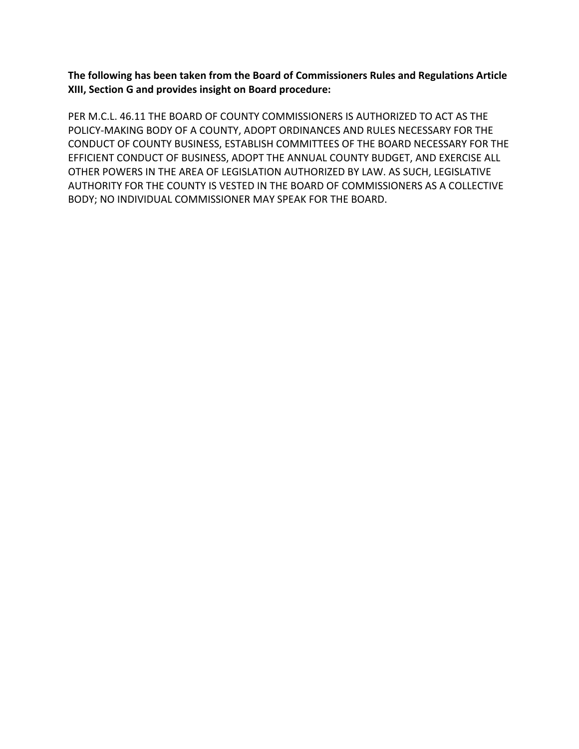**The following has been taken from the Board of Commissioners Rules and Regulations Article XIII, Section G and provides insight on Board procedure:**

PER M.C.L. 46.11 THE BOARD OF COUNTY COMMISSIONERS IS AUTHORIZED TO ACT AS THE POLICY-MAKING BODY OF A COUNTY, ADOPT ORDINANCES AND RULES NECESSARY FOR THE CONDUCT OF COUNTY BUSINESS, ESTABLISH COMMITTEES OF THE BOARD NECESSARY FOR THE EFFICIENT CONDUCT OF BUSINESS, ADOPT THE ANNUAL COUNTY BUDGET, AND EXERCISE ALL OTHER POWERS IN THE AREA OF LEGISLATION AUTHORIZED BY LAW. AS SUCH, LEGISLATIVE AUTHORITY FOR THE COUNTY IS VESTED IN THE BOARD OF COMMISSIONERS AS A COLLECTIVE BODY; NO INDIVIDUAL COMMISSIONER MAY SPEAK FOR THE BOARD.